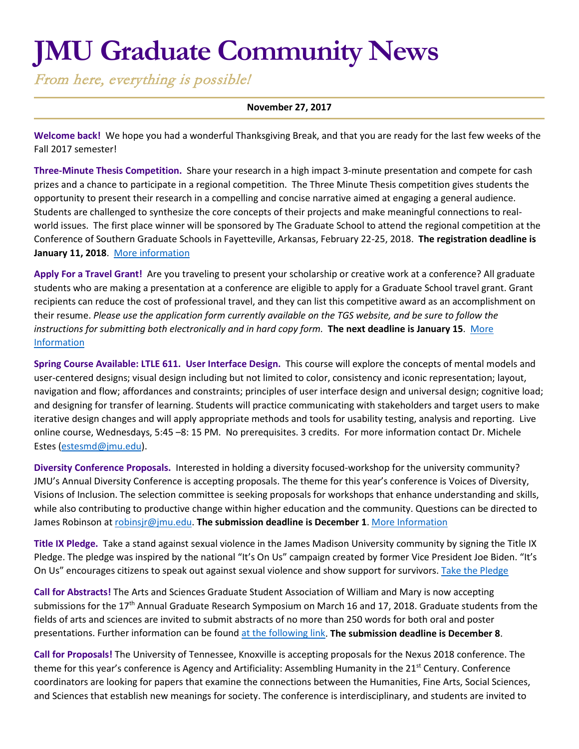# JMU Graduate Community News

*From here, everything is possible!*

**November 27, 2017**

**Welcome back!** We hope you had a wonderful Thanksgiving Break, and that you are ready for the last few weeks of the Fall 2017 semester!

**Three-Minute Thesis Competition.** Share your research in a high impact 3-minute presentation and compete for cash prizes and a chance to participate in a regional competition. The Three Minute Thesis competition gives students the opportunity to present their research in a compelling and concise narrative aimed at engaging a general audience. Students are challenged to synthesize the core concepts of their projects and make meaningful connections to real-world issues. The first place winner will be sponsored by The Graduate School to attend the regional competition at the Conference of Southern Graduate Schools in Fayetteville, Arkansas, February 22-25, 2018. **The registration deadline is January 11, 2018**. [More information]

**Apply For a Travel Grant!** Are you traveling to present your scholarship or creative work at a conference? All graduate students who are making a presentation at a conference are eligible to apply for a Graduate School travel grant. Grant recipients can reduce the cost of professional travel, and they can list this competitive award as an accomplishment on their resume. *Please use the application form currently available on the TGS website, and be sure to follow the instructions for submitting both electronically and in hard copy form.* **The next deadline is January 15**. [More Information]

**Spring Course Available: LTLE 611. User Interface Design.** This course will explore the concepts of mental models and user-centered designs; visual design including but not limited to color, consistency and iconic representation; layout, navigation and flow; affordances and constraints; principles of user interface design and universal design; cognitive load; and designing for transfer of learning. Students will practice communicating with stakeholders and target users to make iterative design changes and will apply appropriate methods and tools for usability testing, analysis and reporting. Live online course, Wednesdays, 5:45 –8: 15 PM. No prerequisites. 3 credits. For more information contact Dr. Michele Estes (estesmd@jmu.edu).

**Diversity Conference Proposals.** Interested in holding a diversity focused-workshop for the university community? JMU's Annual Diversity Conference is accepting proposals. The theme for this year's conference is Voices of Diversity, Visions of Inclusion. The selection committee is seeking proposals for workshops that enhance understanding and skills, while also contributing to productive change within higher education and the community. Questions can be directed to James Robinson at robinsjr@jmu.edu. **The submission deadline is December 1**. [More Information]

**Title IX Pledge.** Take a stand against sexual violence in the James Madison University community by signing the Title IX Pledge. The pledge was inspired by the national "It's On Us" campaign created by former Vice President Joe Biden. "It's On Us" encourages citizens to speak out against sexual violence and show support for survivors. [Take the Pledge]

**Call for Abstracts!** The Arts and Sciences Graduate Student Association of William and Mary is now accepting submissions for the 17th Annual Graduate Research Symposium on March 16 and 17, 2018. Graduate students from the fields of arts and sciences are invited to submit abstracts of no more than 250 words for both oral and poster presentations. Further information can be found [at the following link]. **The submission deadline is December 8**.

**Call for Proposals!** The University of Tennessee, Knoxville is accepting proposals for the Nexus 2018 conference. The theme for this year's conference is Agency and Artificiality: Assembling Humanity in the 21st Century. Conference coordinators are looking for papers that examine the connections between the Humanities, Fine Arts, Social Sciences, and Sciences that establish new meanings for society. The conference is interdisciplinary, and students are invited to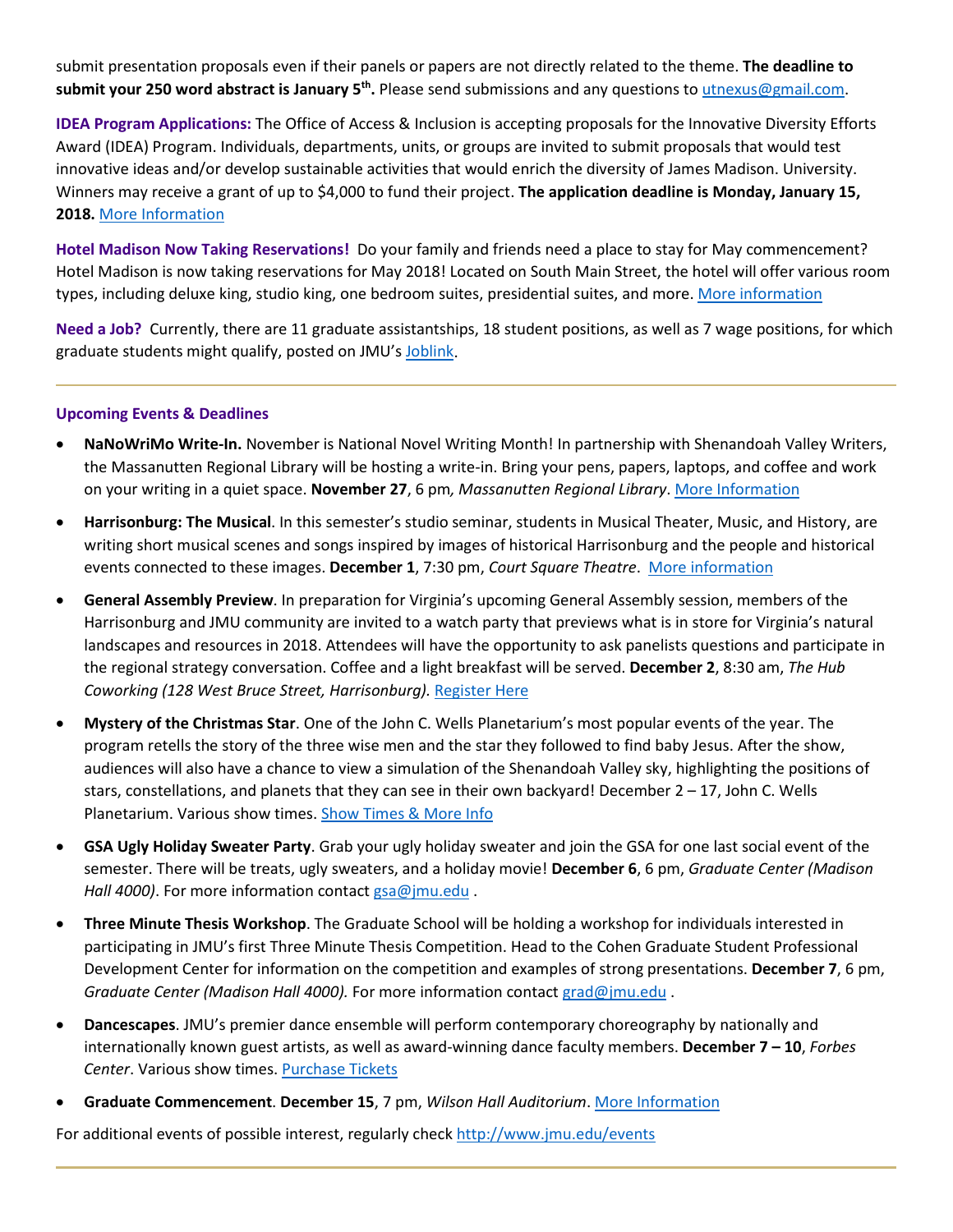submit presentation proposals even if their panels or papers are not directly related to the theme. **The deadline to submit your 250 word abstract is January 5th.** Please send submissions and any questions to utnexus@gmail.com.

**IDEA Program Applications:** The Office of Access & Inclusion is accepting proposals for the Innovative Diversity Efforts Award (IDEA) Program. Individuals, departments, units, or groups are invited to submit proposals that would test innovative ideas and/or develop sustainable activities that would enrich the diversity of James Madison. University. Winners may receive a grant of up to $4,000 to fund their project. **The application deadline is Monday, January 15, 2018.** More Information

**Hotel Madison Now Taking Reservations!** Do your family and friends need a place to stay for May commencement? Hotel Madison is now taking reservations for May 2018! Located on South Main Street, the hotel will offer various room types, including deluxe king, studio king, one bedroom suites, presidential suites, and more. More information

**Need a Job?** Currently, there are 11 graduate assistantships, 18 student positions, as well as 7 wage positions, for which graduate students might qualify, posted on JMU's Joblink.

---

**Upcoming Events & Deadlines**

- **NaNoWriMo Write-In.** November is National Novel Writing Month! In partnership with Shenandoah Valley Writers, the Massanutten Regional Library will be hosting a write-in. Bring your pens, papers, laptops, and coffee and work on your writing in a quiet space. **November 27**, 6 pm*, Massanutten Regional Library*. More Information
- **Harrisonburg: The Musical**. In this semester's studio seminar, students in Musical Theater, Music, and History, are writing short musical scenes and songs inspired by images of historical Harrisonburg and the people and historical events connected to these images. **December 1**, 7:30 pm, *Court Square Theatre*. More information
- **General Assembly Preview**. In preparation for Virginia's upcoming General Assembly session, members of the Harrisonburg and JMU community are invited to a watch party that previews what is in store for Virginia's natural landscapes and resources in 2018. Attendees will have the opportunity to ask panelists questions and participate in the regional strategy conversation. Coffee and a light breakfast will be served. **December 2**, 8:30 am, *The Hub Coworking (128 West Bruce Street, Harrisonburg).* Register Here
- **Mystery of the Christmas Star**. One of the John C. Wells Planetarium's most popular events of the year. The program retells the story of the three wise men and the star they followed to find baby Jesus. After the show, audiences will also have a chance to view a simulation of the Shenandoah Valley sky, highlighting the positions of stars, constellations, and planets that they can see in their own backyard! December 2 – 17, John C. Wells Planetarium. Various show times. Show Times & More Info
- **GSA Ugly Holiday Sweater Party**. Grab your ugly holiday sweater and join the GSA for one last social event of the semester. There will be treats, ugly sweaters, and a holiday movie! **December 6**, 6 pm, *Graduate Center (Madison Hall 4000)*. For more information contact gsa@jmu.edu .
- **Three Minute Thesis Workshop**. The Graduate School will be holding a workshop for individuals interested in participating in JMU's first Three Minute Thesis Competition. Head to the Cohen Graduate Student Professional Development Center for information on the competition and examples of strong presentations. **December 7**, 6 pm, *Graduate Center (Madison Hall 4000).* For more information contact grad@jmu.edu .
- **Dancescapes**. JMU's premier dance ensemble will perform contemporary choreography by nationally and internationally known guest artists, as well as award-winning dance faculty members. **December 7 – 10**, *Forbes Center*. Various show times. Purchase Tickets
- **Graduate Commencement**. **December 15**, 7 pm, *Wilson Hall Auditorium*. More Information

For additional events of possible interest, regularly check http://www.jmu.edu/events

---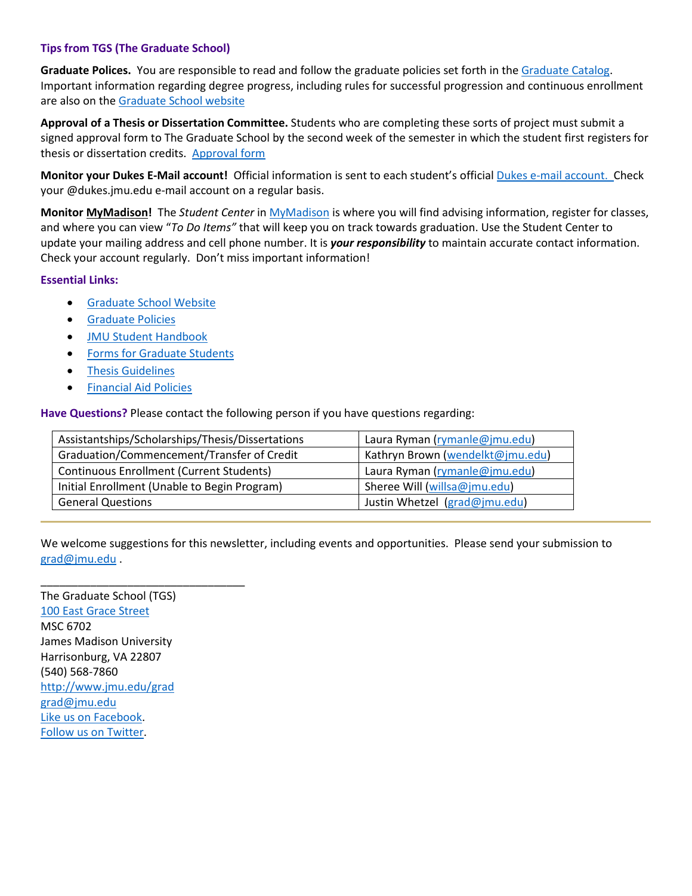### Tips from TGS (The Graduate School)

**Graduate Polices.** You are responsible to read and follow the graduate policies set forth in the Graduate Catalog. Important information regarding degree progress, including rules for successful progression and continuous enrollment are also on the Graduate School website

**Approval of a Thesis or Dissertation Committee.** Students who are completing these sorts of project must submit a signed approval form to The Graduate School by the second week of the semester in which the student first registers for thesis or dissertation credits. Approval form

**Monitor your Dukes E-Mail account!** Official information is sent to each student's official Dukes e-mail account. Check your @dukes.jmu.edu e-mail account on a regular basis.

**Monitor MyMadison!** The *Student Center* in MyMadison is where you will find advising information, register for classes, and where you can view "*To Do Items"* that will keep you on track towards graduation. Use the Student Center to update your mailing address and cell phone number. It is ***your responsibility*** to maintain accurate contact information. Check your account regularly. Don't miss important information!

### Essential Links:

- Graduate School Website
- Graduate Policies
- JMU Student Handbook
- Forms for Graduate Students
- Thesis Guidelines
- Financial Aid Policies

**Have Questions?** Please contact the following person if you have questions regarding:

| | |
|---|---|
| Assistantships/Scholarships/Thesis/Dissertations | Laura Ryman (rymanle@jmu.edu) |
| Graduation/Commencement/Transfer of Credit | Kathryn Brown (wendelkt@jmu.edu) |
| Continuous Enrollment (Current Students) | Laura Ryman (rymanle@jmu.edu) |
| Initial Enrollment (Unable to Begin Program) | Sheree Will (willsa@jmu.edu) |
| General Questions | Justin Whetzel (grad@jmu.edu) |

---

We welcome suggestions for this newsletter, including events and opportunities. Please send your submission to grad@jmu.edu .

_________________________________

The Graduate School (TGS)
100 East Grace Street
MSC 6702
James Madison University
Harrisonburg, VA 22807
(540) 568-7860
http://www.jmu.edu/grad
grad@jmu.edu
Like us on Facebook.
Follow us on Twitter.